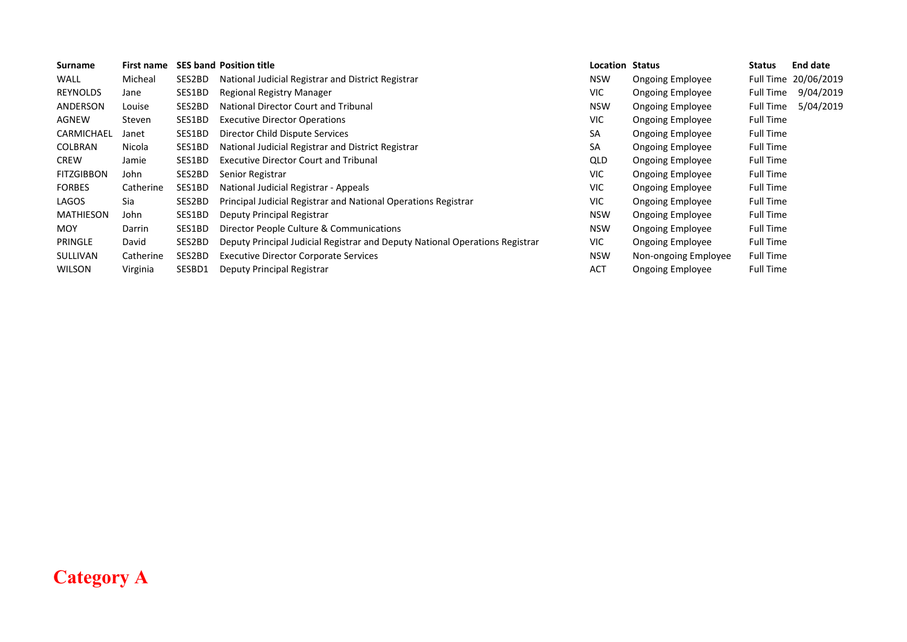| Surname | First name | SES band | Position title | Location | Status | Status | End date |
|---|---|---|---|---|---|---|---|
| WALL | Micheal | SES2BD | National Judicial Registrar and District Registrar | NSW | Ongoing Employee | Full Time | 20/06/2019 |
| REYNOLDS | Jane | SES1BD | Regional Registry Manager | VIC | Ongoing Employee | Full Time | 9/04/2019 |
| ANDERSON | Louise | SES2BD | National Director Court and Tribunal | NSW | Ongoing Employee | Full Time | 5/04/2019 |
| AGNEW | Steven | SES1BD | Executive Director Operations | VIC | Ongoing Employee | Full Time | |
| CARMICHAEL | Janet | SES1BD | Director Child Dispute Services | SA | Ongoing Employee | Full Time | |
| COLBRAN | Nicola | SES1BD | National Judicial Registrar and District Registrar | SA | Ongoing Employee | Full Time | |
| CREW | Jamie | SES1BD | Executive Director Court and Tribunal | QLD | Ongoing Employee | Full Time | |
| FITZGIBBON | John | SES2BD | Senior Registrar | VIC | Ongoing Employee | Full Time | |
| FORBES | Catherine | SES1BD | National Judicial Registrar - Appeals | VIC | Ongoing Employee | Full Time | |
| LAGOS | Sia | SES2BD | Principal Judicial Registrar and National Operations Registrar | VIC | Ongoing Employee | Full Time | |
| MATHIESON | John | SES1BD | Deputy Principal Registrar | NSW | Ongoing Employee | Full Time | |
| MOY | Darrin | SES1BD | Director People Culture & Communications | NSW | Ongoing Employee | Full Time | |
| PRINGLE | David | SES2BD | Deputy Principal Judicial Registrar and Deputy National Operations Registrar | VIC | Ongoing Employee | Full Time | |
| SULLIVAN | Catherine | SES2BD | Executive Director Corporate Services | NSW | Non-ongoing Employee | Full Time | |
| WILSON | Virginia | SESBD1 | Deputy Principal Registrar | ACT | Ongoing Employee | Full Time | |

**Category A**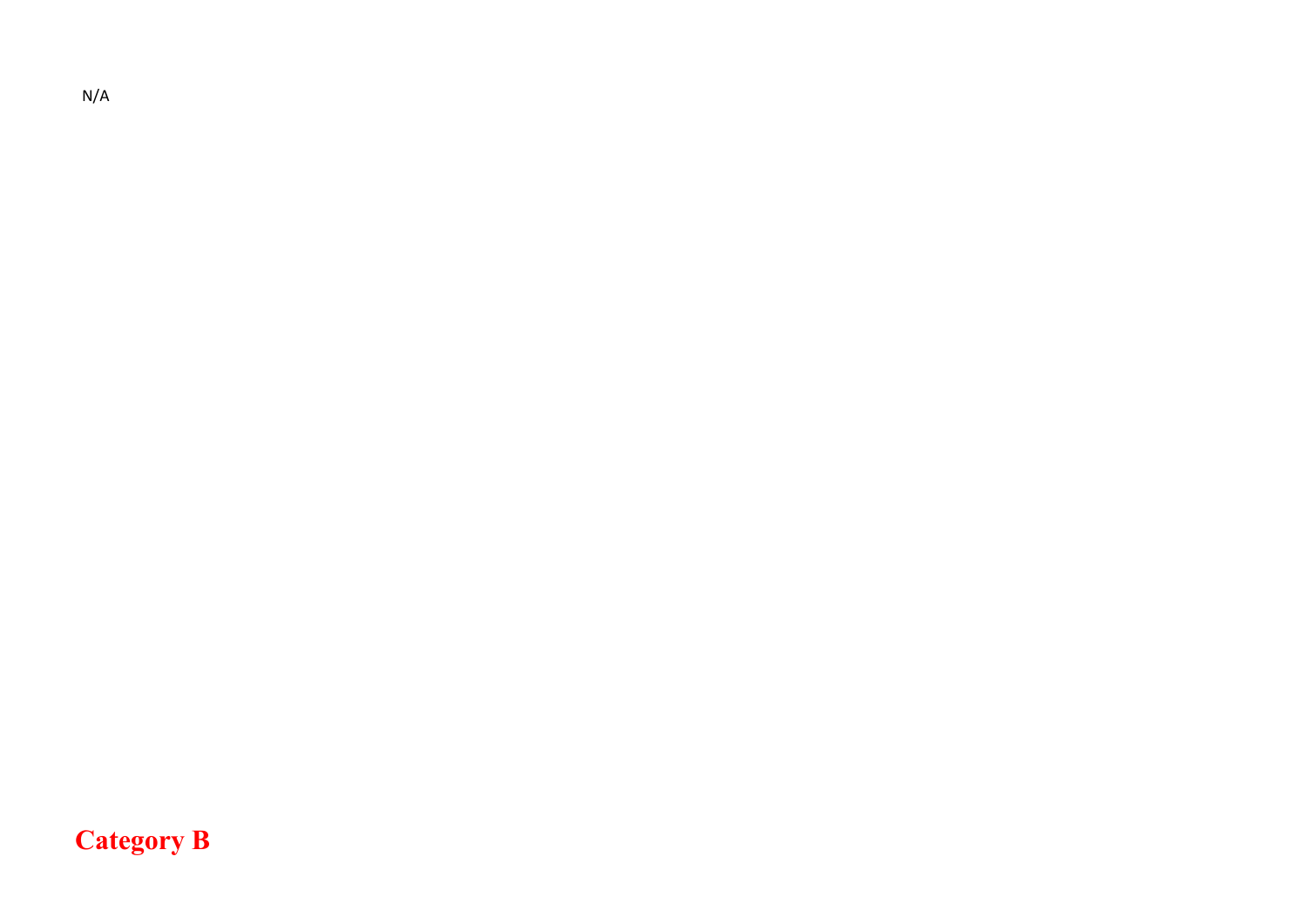N/A

# Category B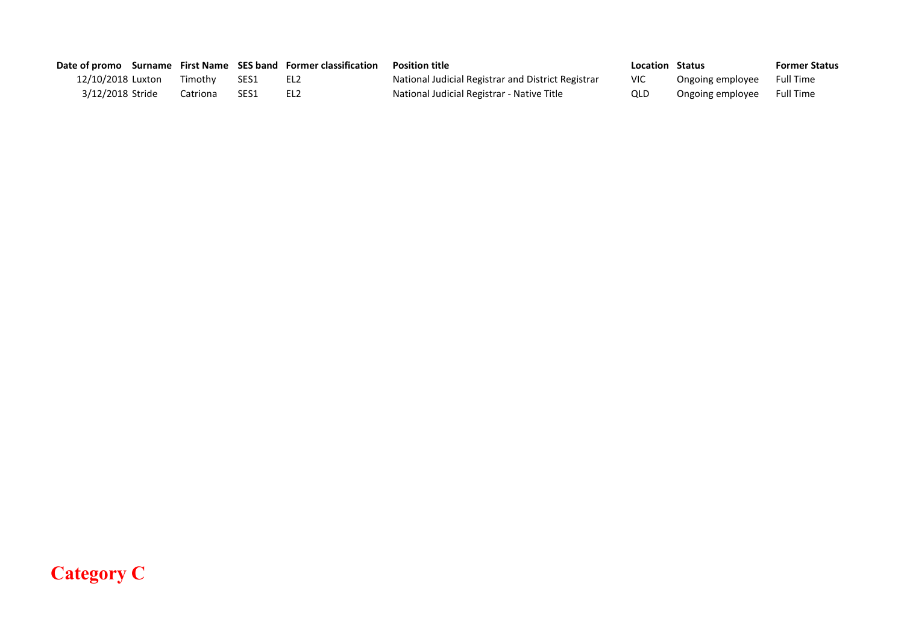| Date of promo | Surname | First Name | SES band | Former classification | Position title | Location | Status | Former Status |
|---|---|---|---|---|---|---|---|---|
| 12/10/2018 | Luxton | Timothy | SES1 | EL2 | National Judicial Registrar and District Registrar | VIC | Ongoing employee | Full Time |
| 3/12/2018 | Stride | Catriona | SES1 | EL2 | National Judicial Registrar - Native Title | QLD | Ongoing employee | Full Time |

**Category C**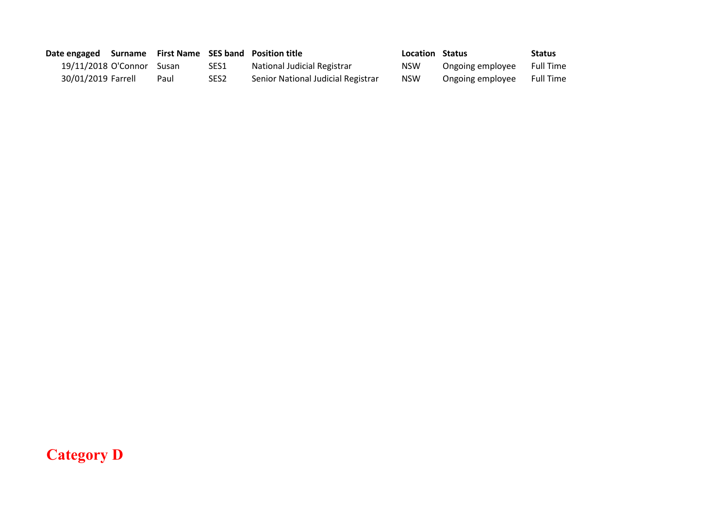| Date engaged | Surname | First Name | SES band | Position title | Location | Status | Status |
|---|---|---|---|---|---|---|---|
| 19/11/2018 | O'Connor | Susan | SES1 | National Judicial Registrar | NSW | Ongoing employee | Full Time |
| 30/01/2019 | Farrell | Paul | SES2 | Senior National Judicial Registrar | NSW | Ongoing employee | Full Time |

**Category D**